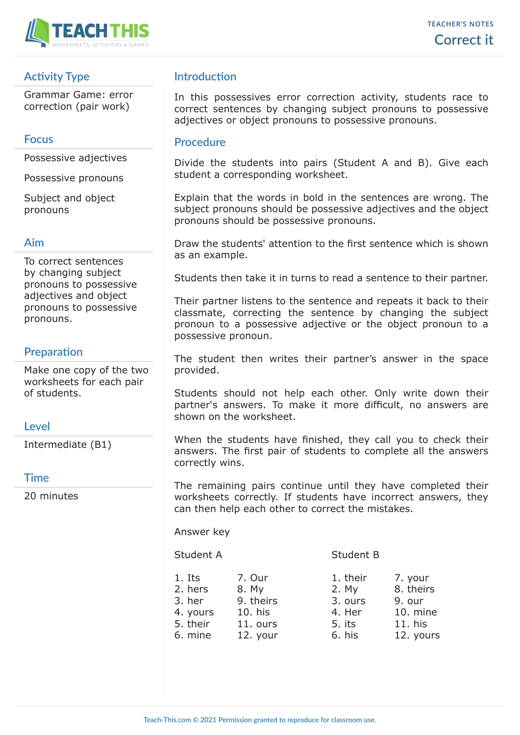TEACHER'S NOTES

# Correct it

## Activity Type

Grammar Game: error correction (pair work)

## Focus

Possessive adjectives

Possessive pronouns

Subject and object pronouns

## Aim

To correct sentences by changing subject pronouns to possessive adjectives and object pronouns to possessive pronouns.

## Preparation

Make one copy of the two worksheets for each pair of students.

## Level

Intermediate (B1)

## Time

20 minutes

## Introduction

In this possessives error correction activity, students race to correct sentences by changing subject pronouns to possessive adjectives or object pronouns to possessive pronouns.

## Procedure

Divide the students into pairs (Student A and B). Give each student a corresponding worksheet.

Explain that the words in bold in the sentences are wrong. The subject pronouns should be possessive adjectives and the object pronouns should be possessive pronouns.

Draw the students' attention to the first sentence which is shown as an example.

Students then take it in turns to read a sentence to their partner.

Their partner listens to the sentence and repeats it back to their classmate, correcting the sentence by changing the subject pronoun to a possessive adjective or the object pronoun to a possessive pronoun.

The student then writes their partner's answer in the space provided.

Students should not help each other. Only write down their partner's answers. To make it more difficult, no answers are shown on the worksheet.

When the students have finished, they call you to check their answers. The first pair of students to complete all the answers correctly wins.

The remaining pairs continue until they have completed their worksheets correctly. If students have incorrect answers, they can then help each other to correct the mistakes.

Answer key

Student A

1. Its
2. hers
3. her
4. yours
5. their
6. mine
7. Our
8. My
9. theirs
10. his
11. ours
12. your

Student B

1. their
2. My
3. ours
4. Her
5. its
6. his
7. your
8. theirs
9. our
10. mine
11. his
12. yours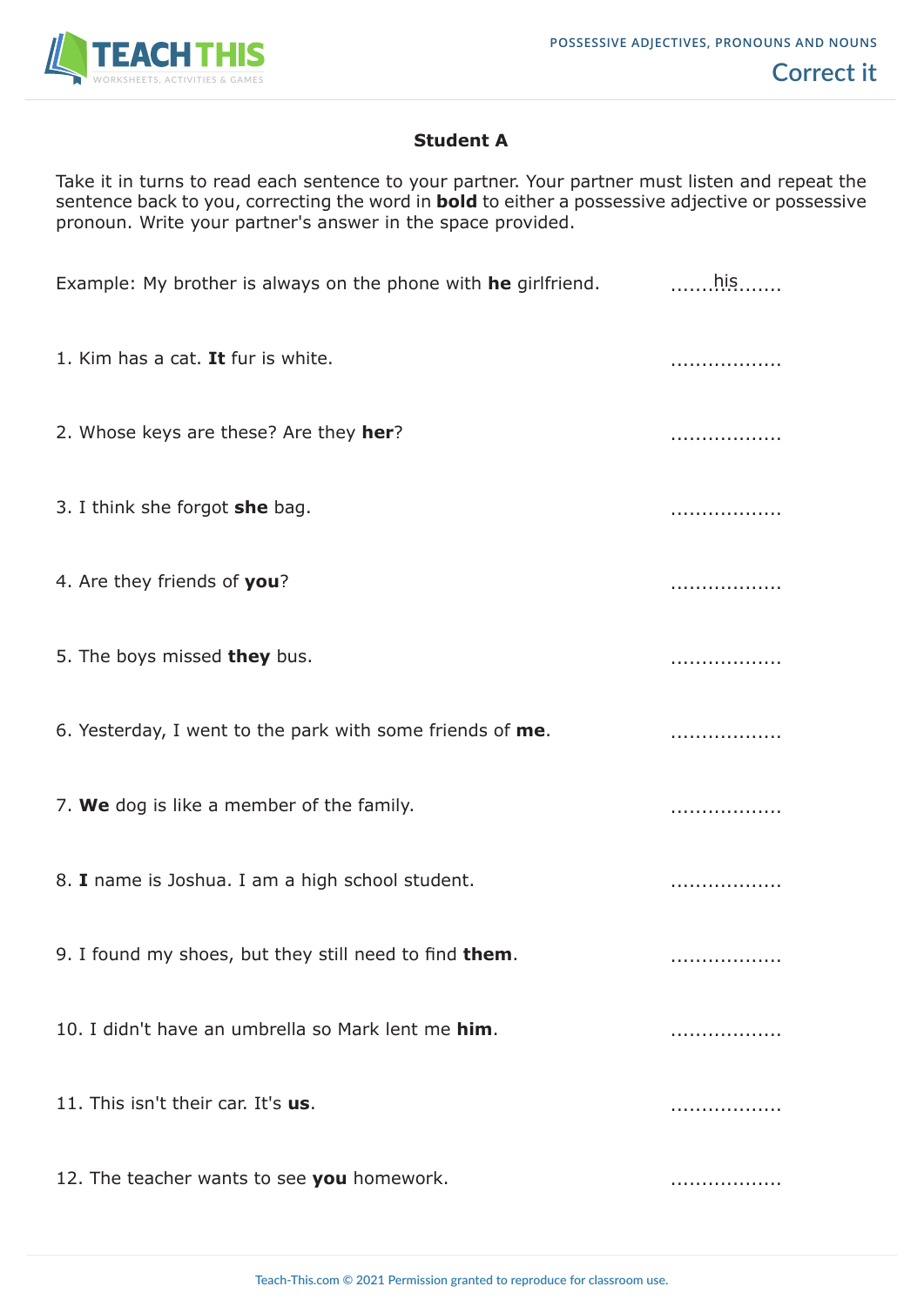### Student A

Take it in turns to read each sentence to your partner. Your partner must listen and repeat the sentence back to you, correcting the word in **bold** to either a possessive adjective or possessive pronoun. Write your partner's answer in the space provided.

Example: My brother is always on the phone with **he** girlfriend. .......his.......

1. Kim has a cat. **It** fur is white. ..................

2. Whose keys are these? Are they **her**? ..................

3. I think she forgot **she** bag. ..................

4. Are they friends of **you**? ..................

5. The boys missed **they** bus. ..................

6. Yesterday, I went to the park with some friends of **me**. ..................

7. **We** dog is like a member of the family. ..................

8. **I** name is Joshua. I am a high school student. ..................

9. I found my shoes, but they still need to find **them**. ..................

10. I didn't have an umbrella so Mark lent me **him**. ..................

11. This isn't their car. It's **us**. ..................

12. The teacher wants to see **you** homework. ..................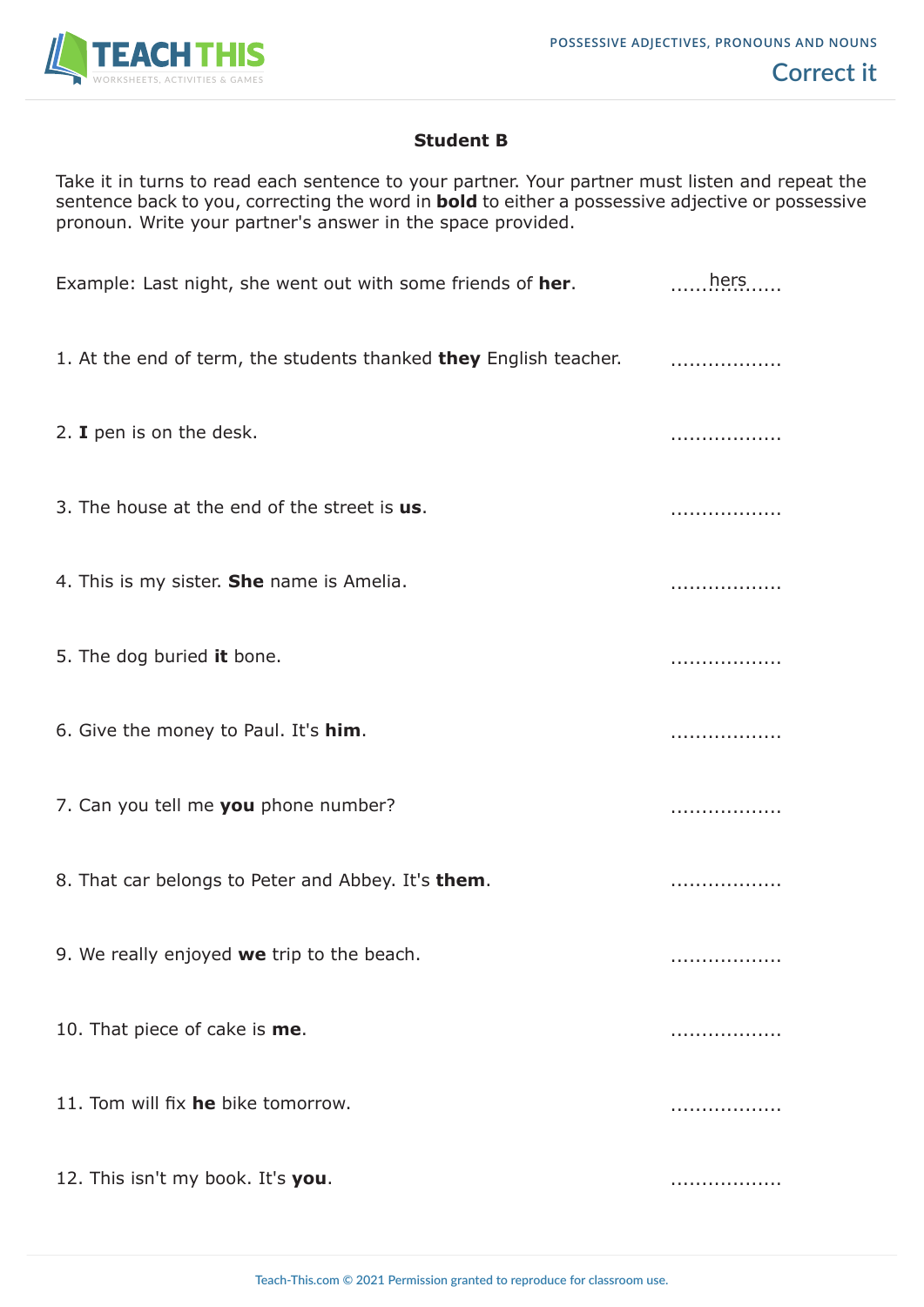**Student B**

Take it in turns to read each sentence to your partner. Your partner must listen and repeat the sentence back to you, correcting the word in **bold** to either a possessive adjective or possessive pronoun. Write your partner's answer in the space provided.

Example: Last night, she went out with some friends of **her**. ......hers......

1. At the end of term, the students thanked **they** English teacher. ..................

2. **I** pen is on the desk. ..................

3. The house at the end of the street is **us**. ..................

4. This is my sister. **She** name is Amelia. ..................

5. The dog buried **it** bone. ..................

6. Give the money to Paul. It's **him**. ..................

7. Can you tell me **you** phone number? ..................

8. That car belongs to Peter and Abbey. It's **them**. ..................

9. We really enjoyed **we** trip to the beach. ..................

10. That piece of cake is **me**. ..................

11. Tom will fix **he** bike tomorrow. ..................

12. This isn't my book. It's **you**. ..................